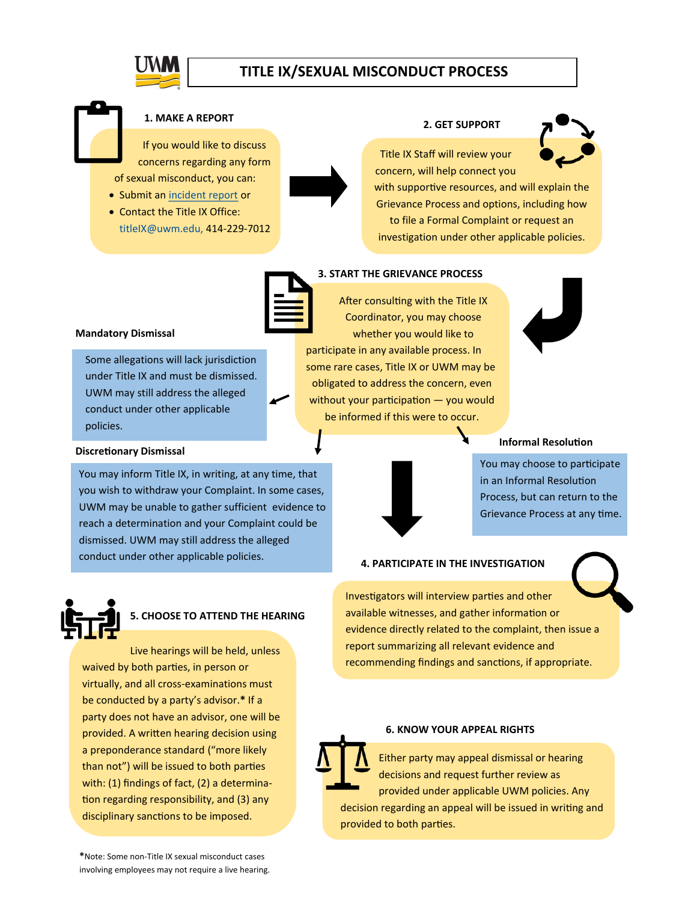# TITLE IX/SEXUAL MISCONDUCT PROCESS

## 1. MAKE A REPORT

If you would like to discuss concerns regarding any form of sexual misconduct, you can:

- Submit an incident report or
- Contact the Title IX Office: titleIX@uwm.edu, 414-229-7012

## 2. GET SUPPORT

Title IX Staff will review your concern, will help connect you with supportive resources, and will explain the Grievance Process and options, including how to file a Formal Complaint or request an investigation under other applicable policies.

## 3. START THE GRIEVANCE PROCESS

After consulting with the Title IX Coordinator, you may choose whether you would like to participate in any available process. In some rare cases, Title IX or UWM may be obligated to address the concern, even without your participation — you would be informed if this were to occur.

### Mandatory Dismissal

Some allegations will lack jurisdiction under Title IX and must be dismissed. UWM may still address the alleged conduct under other applicable policies.

### Discretionary Dismissal

You may inform Title IX, in writing, at any time, that you wish to withdraw your Complaint. In some cases, UWM may be unable to gather sufficient evidence to reach a determination and your Complaint could be dismissed. UWM may still address the alleged conduct under other applicable policies.

### Informal Resolution

You may choose to participate in an Informal Resolution Process, but can return to the Grievance Process at any time.

## 4. PARTICIPATE IN THE INVESTIGATION

Investigators will interview parties and other available witnesses, and gather information or evidence directly related to the complaint, then issue a report summarizing all relevant evidence and recommending findings and sanctions, if appropriate.

## 5. CHOOSE TO ATTEND THE HEARING

Live hearings will be held, unless waived by both parties, in person or virtually, and all cross-examinations must be conducted by a party's advisor.* If a party does not have an advisor, one will be provided. A written hearing decision using a preponderance standard ("more likely than not") will be issued to both parties with: (1) findings of fact, (2) a determination regarding responsibility, and (3) any disciplinary sanctions to be imposed.

## 6. KNOW YOUR APPEAL RIGHTS

Either party may appeal dismissal or hearing decisions and request further review as provided under applicable UWM policies. Any decision regarding an appeal will be issued in writing and provided to both parties.

*Note: Some non-Title IX sexual misconduct cases involving employees may not require a live hearing.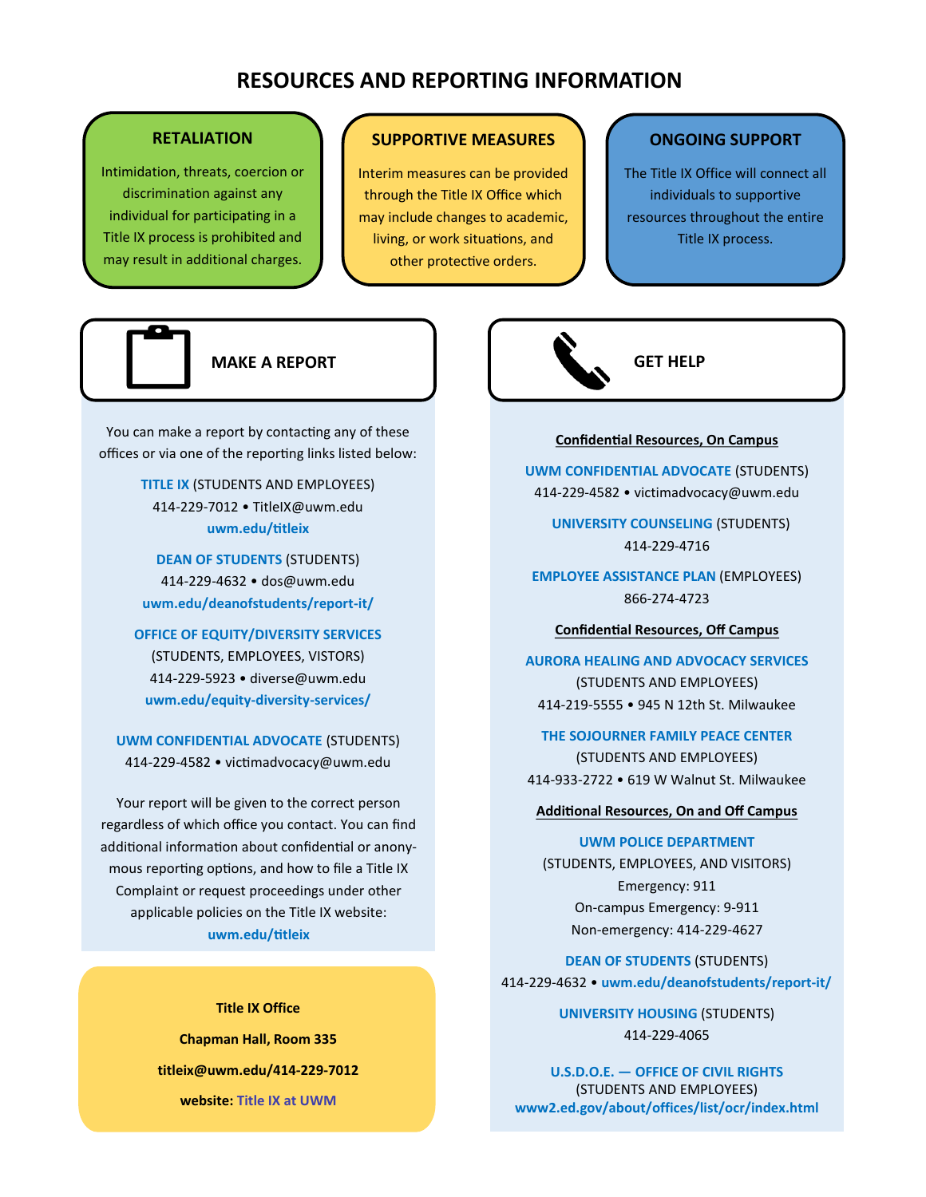# RESOURCES AND REPORTING INFORMATION

### RETALIATION

Intimidation, threats, coercion or discrimination against any individual for participating in a Title IX process is prohibited and may result in additional charges.

### SUPPORTIVE MEASURES

Interim measures can be provided through the Title IX Office which may include changes to academic, living, or work situations, and other protective orders.

### ONGOING SUPPORT

The Title IX Office will connect all individuals to supportive resources throughout the entire Title IX process.

## MAKE A REPORT

You can make a report by contacting any of these offices or via one of the reporting links listed below:

**TITLE IX** (STUDENTS AND EMPLOYEES)
414-229-7012 • TitleIX@uwm.edu
**uwm.edu/titleix**

**DEAN OF STUDENTS** (STUDENTS)
414-229-4632 • dos@uwm.edu
**uwm.edu/deanofstudents/report-it/**

**OFFICE OF EQUITY/DIVERSITY SERVICES**
(STUDENTS, EMPLOYEES, VISTORS)
414-229-5923 • diverse@uwm.edu
**uwm.edu/equity-diversity-services/**

**UWM CONFIDENTIAL ADVOCATE** (STUDENTS)
414-229-4582 • victimadvocacy@uwm.edu

Your report will be given to the correct person regardless of which office you contact. You can find additional information about confidential or anonymous reporting options, and how to file a Title IX Complaint or request proceedings under other applicable policies on the Title IX website: **uwm.edu/titleix**

**Title IX Office**

**Chapman Hall, Room 335**

**titleix@uwm.edu/414-229-7012**

**website: Title IX at UWM**

## GET HELP

**Confidential Resources, On Campus**

**UWM CONFIDENTIAL ADVOCATE** (STUDENTS)
414-229-4582 • victimadvocacy@uwm.edu

**UNIVERSITY COUNSELING** (STUDENTS)
414-229-4716

**EMPLOYEE ASSISTANCE PLAN** (EMPLOYEES)
866-274-4723

**Confidential Resources, Off Campus**

**AURORA HEALING AND ADVOCACY SERVICES**
(STUDENTS AND EMPLOYEES)
414-219-5555 • 945 N 12th St. Milwaukee

**THE SOJOURNER FAMILY PEACE CENTER**
(STUDENTS AND EMPLOYEES)
414-933-2722 • 619 W Walnut St. Milwaukee

**Additional Resources, On and Off Campus**

**UWM POLICE DEPARTMENT**
(STUDENTS, EMPLOYEES, AND VISITORS)
Emergency: 911
On-campus Emergency: 9-911
Non-emergency: 414-229-4627

**DEAN OF STUDENTS** (STUDENTS)
414-229-4632 • **uwm.edu/deanofstudents/report-it/**

**UNIVERSITY HOUSING** (STUDENTS)
414-229-4065

**U.S.D.O.E. — OFFICE OF CIVIL RIGHTS**
(STUDENTS AND EMPLOYEES)
**www2.ed.gov/about/offices/list/ocr/index.html**